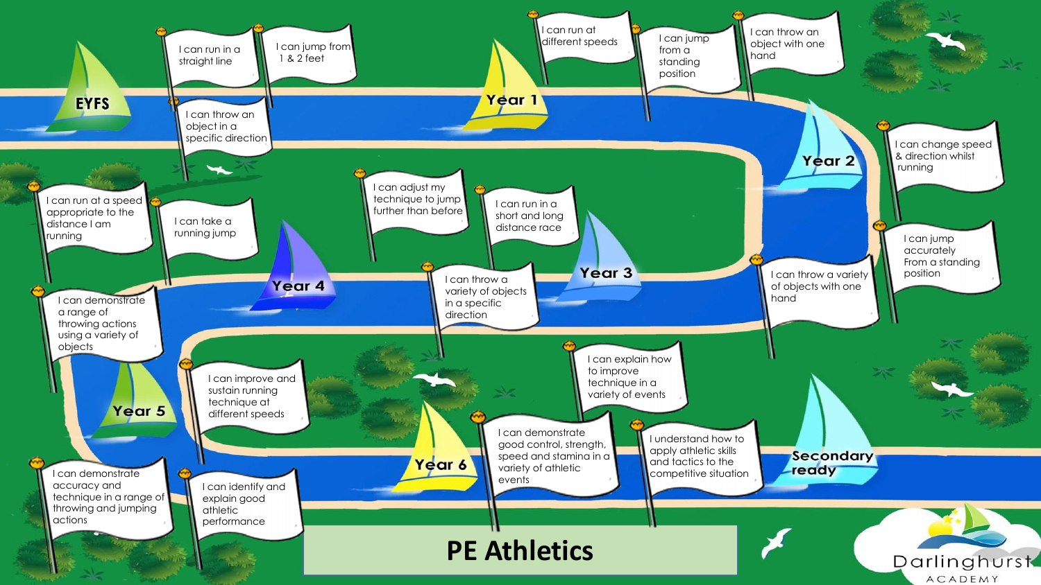# PE Athletics

## EYFS

- I can run in a straight line
- I can jump from 1 & 2 feet
- I can throw an object in a specific direction

## Year 1

- I can run at different speeds
- I can jump from a standing position
- I can throw an object with one hand

## Year 2

- I can change speed & direction whilst running
- I can jump accurately From a standing position
- I can throw a variety of objects with one hand

## Year 3

- I can adjust my technique to jump further than before
- I can run in a short and long distance race
- I can throw a variety of objects in a specific direction

## Year 4

- I can run at a speed appropriate to the distance I am running
- I can take a running jump
- I can demonstrate a range of throwing actions using a variety of objects

## Year 5

- I can improve and sustain running technique at different speeds
- I can demonstrate accuracy and technique in a range of throwing and jumping actions
- I can identify and explain good athletic performance

## Year 6

- I can explain how to improve technique in a variety of events
- I can demonstrate good control, strength, speed and stamina in a variety of athletic events
- I understand how to apply athletic skills and tactics to the competitive situation

## Secondary ready

Darlinghurst ACADEMY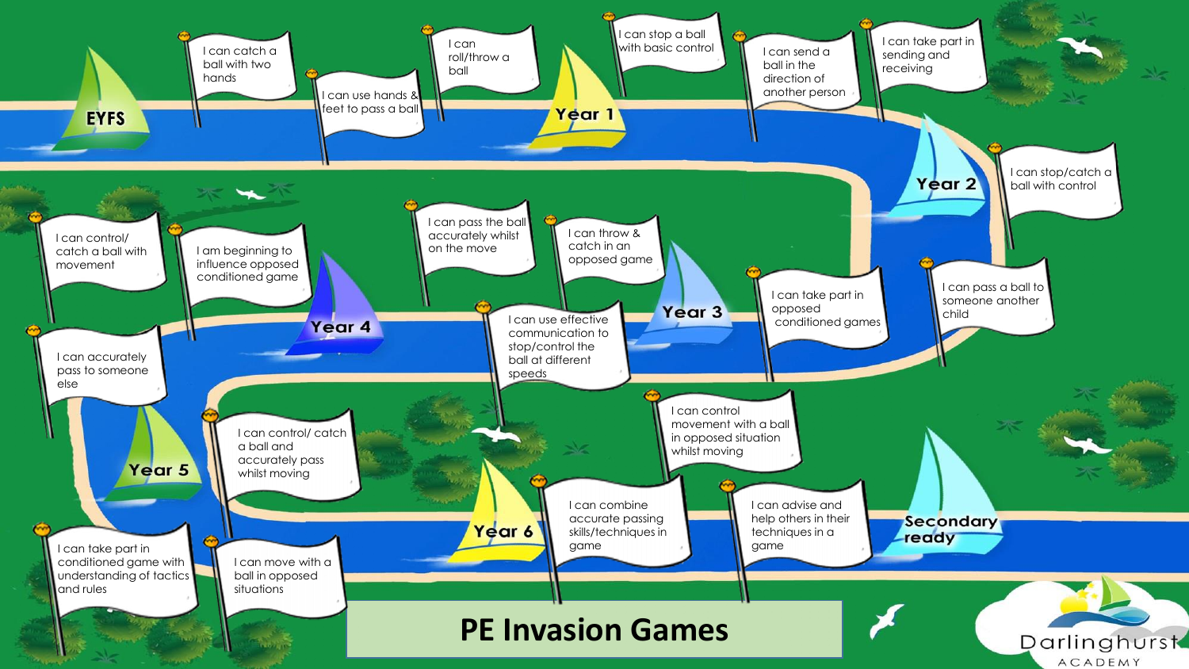# PE Invasion Games

## EYFS
- I can catch a ball with two hands
- I can use hands & feet to pass a ball
- I can roll/throw a ball

## Year 1
- I can stop a ball with basic control
- I can send a ball in the direction of another person
- I can take part in sending and receiving

## Year 2
- I can stop/catch a ball with control
- I can pass a ball to someone another child
- I can take part in opposed conditioned games

## Year 3
- I can throw & catch in an opposed game
- I can pass the ball accurately whilst on the move
- I can use effective communication to stop/control the ball at different speeds

## Year 4
- I am beginning to influence opposed conditioned game
- I can control/ catch a ball with movement
- I can accurately pass to someone else

## Year 5
- I can control/ catch a ball and accurately pass whilst moving
- I can take part in conditioned game with understanding of tactics and rules
- I can move with a ball in opposed situations

## Year 6
- I can combine accurate passing skills/techniques in game
- I can control movement with a ball in opposed situation whilst moving
- I can advise and help others in their techniques in a game

## Secondary ready

Darlinghurst ACADEMY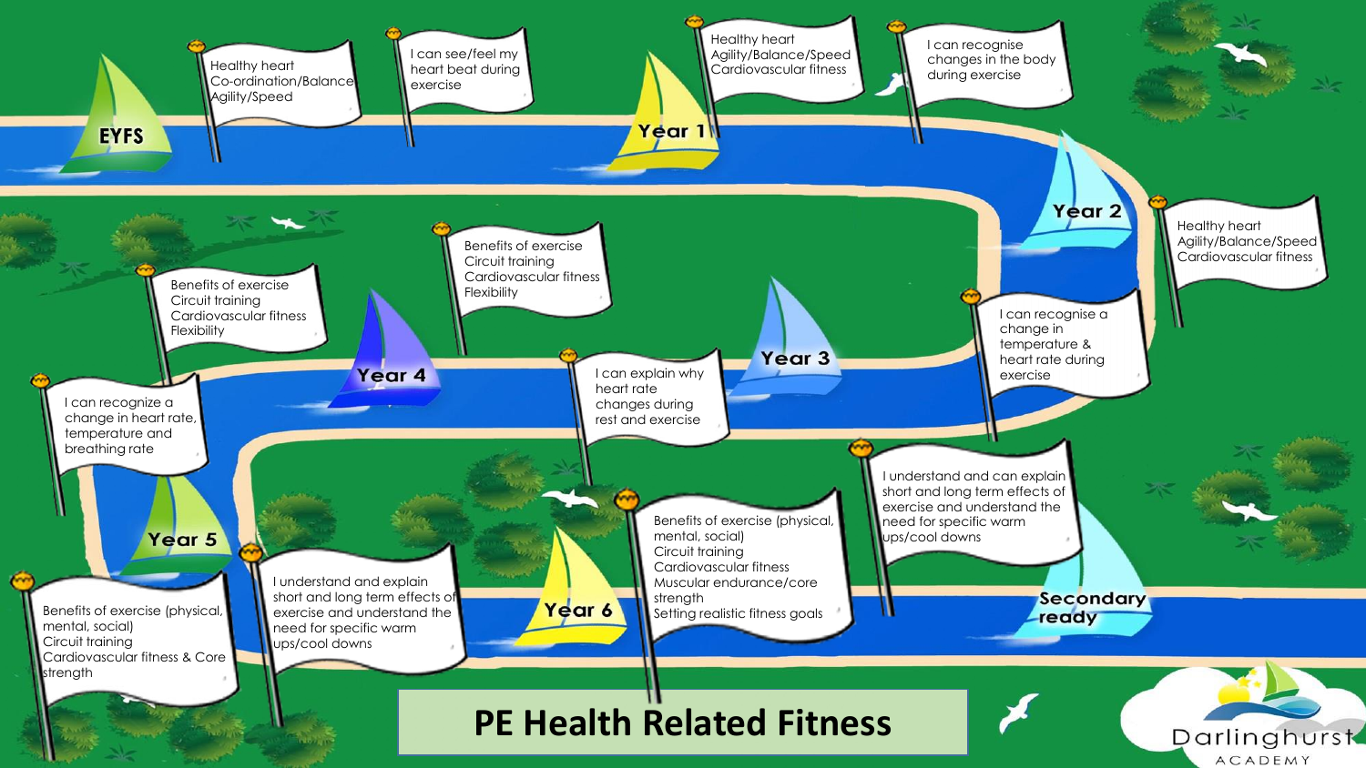# PE Health Related Fitness

## EYFS

- Healthy heart
  Co-ordination/Balance
  Agility/Speed
- I can see/feel my heart beat during exercise

## Year 1

- Healthy heart
  Agility/Balance/Speed
  Cardiovascular fitness
- I can recognise changes in the body during exercise

## Year 2

- Healthy heart
  Agility/Balance/Speed
  Cardiovascular fitness
- I can recognise a change in temperature & heart rate during exercise

## Year 3

- Benefits of exercise
  Circuit training
  Cardiovascular fitness
  Flexibility
- I can explain why heart rate changes during rest and exercise

## Year 4

- Benefits of exercise
  Circuit training
  Cardiovascular fitness
  Flexibility
- I can recognise a change in heart rate, temperature and breathing rate

## Year 5

- Benefits of exercise (physical, mental, social)
  Circuit training
  Cardiovascular fitness & Core strength
- I understand and explain short and long term effects of exercise and understand the need for specific warm ups/cool downs

## Year 6

- Benefits of exercise (physical, mental, social)
  Circuit training
  Cardiovascular fitness
  Muscular endurance/core strength
  Setting realistic fitness goals
- I understand and can explain short and long term effects of exercise and understand the need for specific warm ups/cool downs

## Secondary ready

Darlinghurst Academy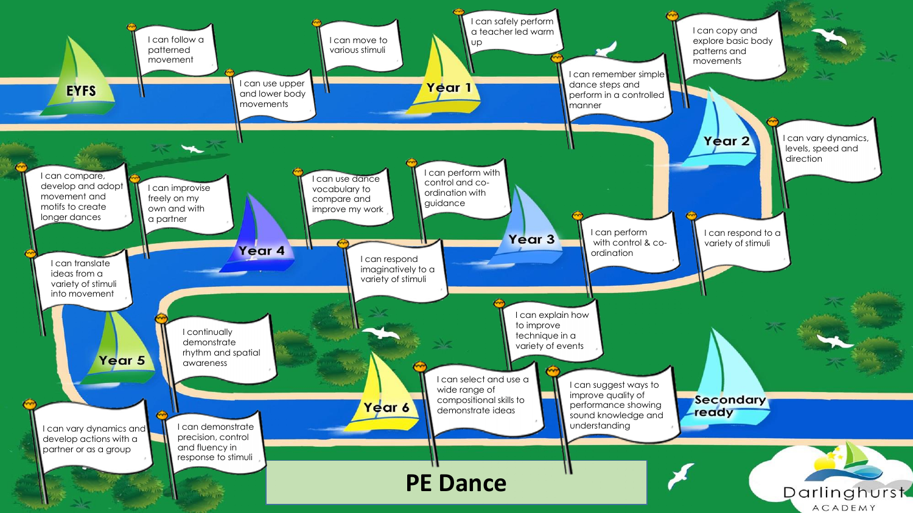# PE Dance

## EYFS

- I can follow a patterned movement
- I can use upper and lower body movements
- I can move to various stimuli

## Year 1

- I can safely perform a teacher led warm up
- I can remember simple dance steps and perform in a controlled manner
- I can copy and explore basic body patterns and movements

## Year 2

- I can vary dynamics, levels, speed and direction
- I can respond to a variety of stimuli
- I can perform with control & co-ordination

## Year 3

- I can perform with control and co-ordination with guidance
- I can use dance vocabulary to compare and improve my work
- I can respond imaginatively to a variety of stimuli

## Year 4

- I can improve freely on my own and with a partner
- I can compare, develop and adopt movement and motifs to create longer dances
- I can translate ideas from a variety of stimuli into movement

## Year 5

- I continually demonstrate rhythm and spatial awareness
- I can vary dynamics and develop actions with a partner or as a group
- I can demonstrate precision, control and fluency in response to stimuli

## Year 6

- I can select and use a wide range of compositional skills to demonstrate ideas
- I can explain how to improve technique in a variety of events
- I can suggest ways to improve quality of performance showing sound knowledge and understanding

## Secondary ready

Darlinghurst ACADEMY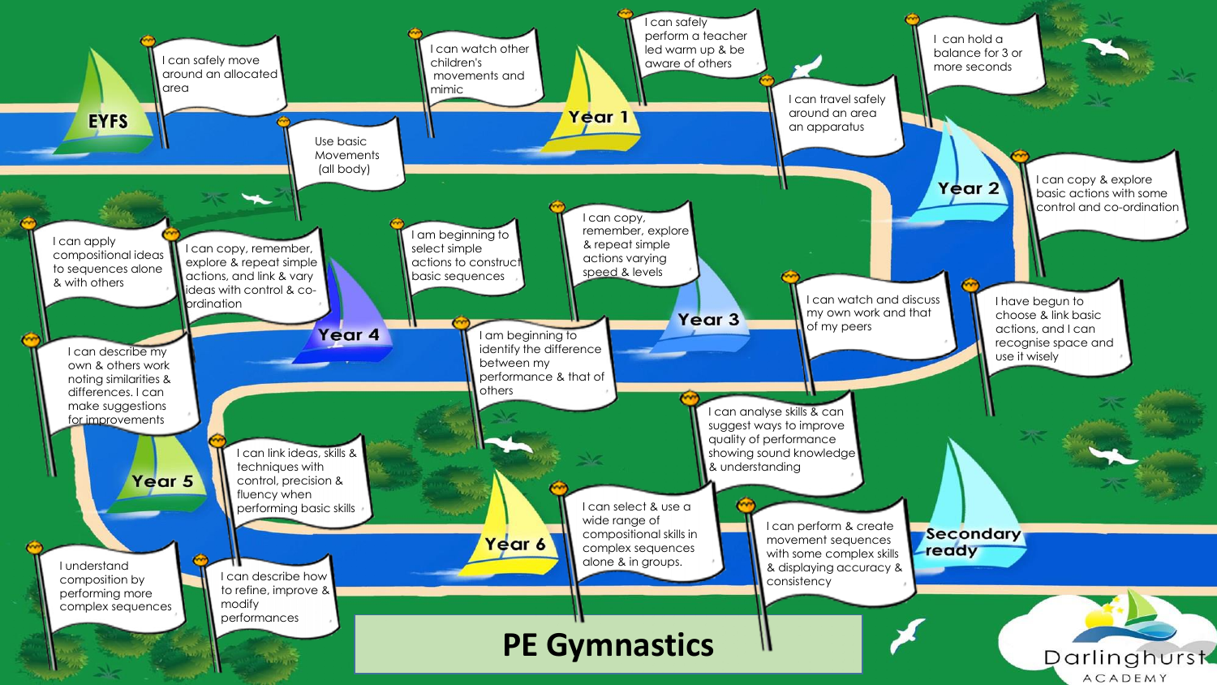# PE Gymnastics

## EYFS

- I can safely move around an allocated area
- Use basic Movements (all body)
- I can watch other children's movements and mimic

## Year 1

- I can safely perform a teacher led warm up & be aware of others
- I can travel safely around an area an apparatus
- I can hold a balance for 3 or more seconds

## Year 2

- I can copy & explore basic actions with some control and co-ordination
- I have begun to choose & link basic actions, and I can recognise space and use it wisely
- I can watch and discuss my own work and that of my peers

## Year 3

- I can copy, remember, explore & repeat simple actions varying speed & levels
- I am beginning to select simple actions to construct basic sequences
- I am beginning to identify the difference between my performance & that of others

## Year 4

- I can copy, remember, explore & repeat simple actions, and link & vary ideas with control & co-ordination
- I can apply compositional ideas to sequences alone & with others
- I can describe my own & others work noting similarities & differences. I can make suggestions for improvements

## Year 5

- I can link ideas, skills & techniques with control, precision & fluency when performing basic skills
- I understand composition by performing more complex sequences
- I can describe how to refine, improve & modify performances

## Year 6

- I can select & use a wide range of compositional skills in complex sequences alone & in groups.
- I can analyse skills & can suggest ways to improve quality of performance showing sound knowledge & understanding
- I can perform & create movement sequences with some complex skills & displaying accuracy & consistency

## Secondary ready

Darlinghurst ACADEMY